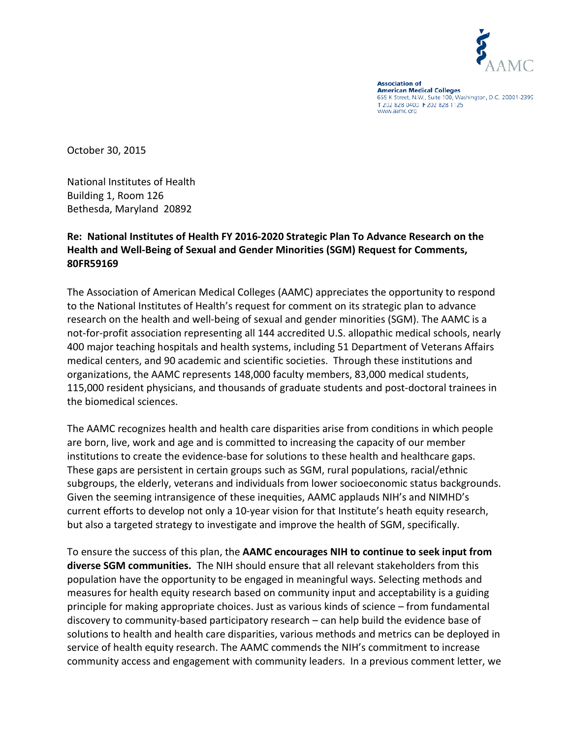AAMC

**Association of American Medical Colleges**
655 K Street, N.W., Suite 100, Washington, D.C. 20001-2399
T 202 828 0400 F 202 828 1125
www.aamc.org

October 30, 2015

National Institutes of Health
Building 1, Room 126
Bethesda, Maryland 20892

**Re: National Institutes of Health FY 2016-2020 Strategic Plan To Advance Research on the Health and Well-Being of Sexual and Gender Minorities (SGM) Request for Comments, 80FR59169**

The Association of American Medical Colleges (AAMC) appreciates the opportunity to respond to the National Institutes of Health's request for comment on its strategic plan to advance research on the health and well-being of sexual and gender minorities (SGM). The AAMC is a not-for-profit association representing all 144 accredited U.S. allopathic medical schools, nearly 400 major teaching hospitals and health systems, including 51 Department of Veterans Affairs medical centers, and 90 academic and scientific societies. Through these institutions and organizations, the AAMC represents 148,000 faculty members, 83,000 medical students, 115,000 resident physicians, and thousands of graduate students and post-doctoral trainees in the biomedical sciences.

The AAMC recognizes health and health care disparities arise from conditions in which people are born, live, work and age and is committed to increasing the capacity of our member institutions to create the evidence-base for solutions to these health and healthcare gaps. These gaps are persistent in certain groups such as SGM, rural populations, racial/ethnic subgroups, the elderly, veterans and individuals from lower socioeconomic status backgrounds. Given the seeming intransigence of these inequities, AAMC applauds NIH's and NIMHD's current efforts to develop not only a 10-year vision for that Institute's heath equity research, but also a targeted strategy to investigate and improve the health of SGM, specifically.

To ensure the success of this plan, the **AAMC encourages NIH to continue to seek input from diverse SGM communities.** The NIH should ensure that all relevant stakeholders from this population have the opportunity to be engaged in meaningful ways. Selecting methods and measures for health equity research based on community input and acceptability is a guiding principle for making appropriate choices. Just as various kinds of science – from fundamental discovery to community-based participatory research – can help build the evidence base of solutions to health and health care disparities, various methods and metrics can be deployed in service of health equity research. The AAMC commends the NIH's commitment to increase community access and engagement with community leaders. In a previous comment letter, we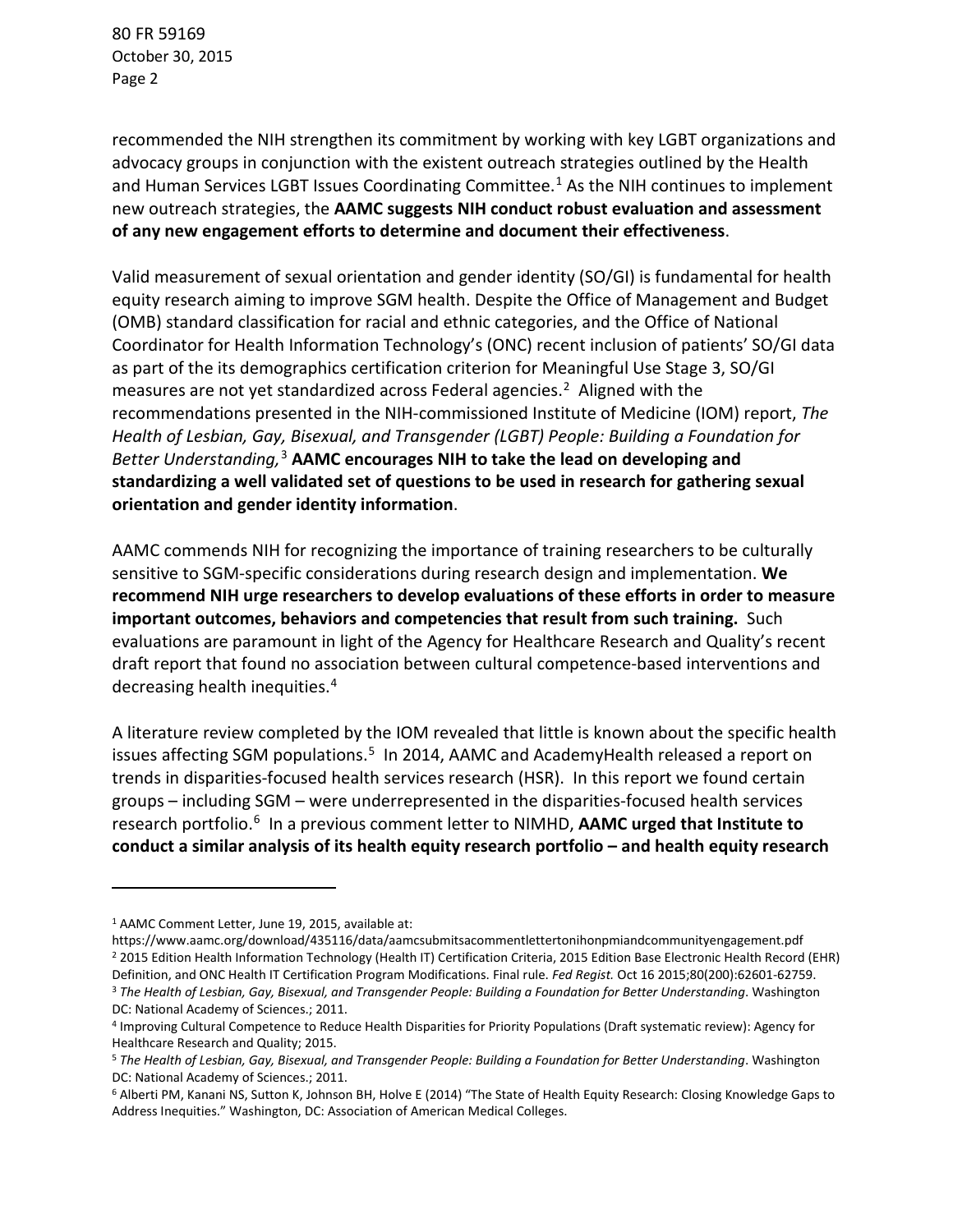recommended the NIH strengthen its commitment by working with key LGBT organizations and advocacy groups in conjunction with the existent outreach strategies outlined by the Health and Human Services LGBT Issues Coordinating Committee.[1] As the NIH continues to implement new outreach strategies, the **AAMC suggests NIH conduct robust evaluation and assessment of any new engagement efforts to determine and document their effectiveness**.

Valid measurement of sexual orientation and gender identity (SO/GI) is fundamental for health equity research aiming to improve SGM health. Despite the Office of Management and Budget (OMB) standard classification for racial and ethnic categories, and the Office of National Coordinator for Health Information Technology's (ONC) recent inclusion of patients' SO/GI data as part of the its demographics certification criterion for Meaningful Use Stage 3, SO/GI measures are not yet standardized across Federal agencies.[2] Aligned with the recommendations presented in the NIH-commissioned Institute of Medicine (IOM) report, *The Health of Lesbian, Gay, Bisexual, and Transgender (LGBT) People: Building a Foundation for Better Understanding,*[3] **AAMC encourages NIH to take the lead on developing and standardizing a well validated set of questions to be used in research for gathering sexual orientation and gender identity information**.

AAMC commends NIH for recognizing the importance of training researchers to be culturally sensitive to SGM-specific considerations during research design and implementation. **We recommend NIH urge researchers to develop evaluations of these efforts in order to measure important outcomes, behaviors and competencies that result from such training.** Such evaluations are paramount in light of the Agency for Healthcare Research and Quality's recent draft report that found no association between cultural competence-based interventions and decreasing health inequities.[4]

A literature review completed by the IOM revealed that little is known about the specific health issues affecting SGM populations.[5] In 2014, AAMC and AcademyHealth released a report on trends in disparities-focused health services research (HSR). In this report we found certain groups – including SGM – were underrepresented in the disparities-focused health services research portfolio.[6] In a previous comment letter to NIMHD, **AAMC urged that Institute to conduct a similar analysis of its health equity research portfolio – and health equity research**

---

[1] AAMC Comment Letter, June 19, 2015, available at: https://www.aamc.org/download/435116/data/aamcsubmitsacommentlettertonihonpmiandcommunityengagement.pdf

[2] 2015 Edition Health Information Technology (Health IT) Certification Criteria, 2015 Edition Base Electronic Health Record (EHR) Definition, and ONC Health IT Certification Program Modifications. Final rule. *Fed Regist.* Oct 16 2015;80(200):62601-62759.

[3] *The Health of Lesbian, Gay, Bisexual, and Transgender People: Building a Foundation for Better Understanding*. Washington DC: National Academy of Sciences.; 2011.

[4] Improving Cultural Competence to Reduce Health Disparities for Priority Populations (Draft systematic review): Agency for Healthcare Research and Quality; 2015.

[5] *The Health of Lesbian, Gay, Bisexual, and Transgender People: Building a Foundation for Better Understanding*. Washington DC: National Academy of Sciences.; 2011.

[6] Alberti PM, Kanani NS, Sutton K, Johnson BH, Holve E (2014) "The State of Health Equity Research: Closing Knowledge Gaps to Address Inequities." Washington, DC: Association of American Medical Colleges.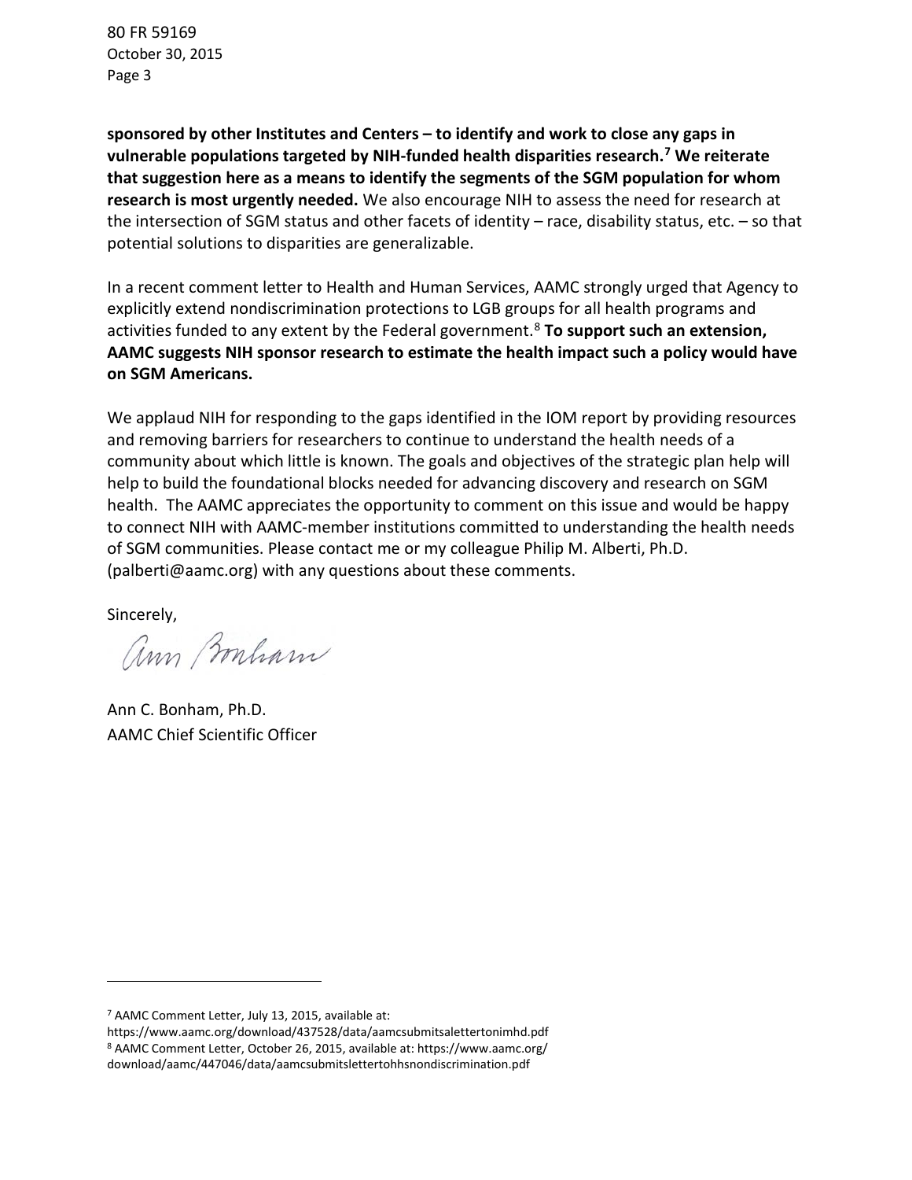**sponsored by other Institutes and Centers – to identify and work to close any gaps in vulnerable populations targeted by NIH-funded health disparities research.[7] We reiterate that suggestion here as a means to identify the segments of the SGM population for whom research is most urgently needed.** We also encourage NIH to assess the need for research at the intersection of SGM status and other facets of identity – race, disability status, etc. – so that potential solutions to disparities are generalizable.

In a recent comment letter to Health and Human Services, AAMC strongly urged that Agency to explicitly extend nondiscrimination protections to LGB groups for all health programs and activities funded to any extent by the Federal government.[8] **To support such an extension, AAMC suggests NIH sponsor research to estimate the health impact such a policy would have on SGM Americans.**

We applaud NIH for responding to the gaps identified in the IOM report by providing resources and removing barriers for researchers to continue to understand the health needs of a community about which little is known. The goals and objectives of the strategic plan help will help to build the foundational blocks needed for advancing discovery and research on SGM health. The AAMC appreciates the opportunity to comment on this issue and would be happy to connect NIH with AAMC-member institutions committed to understanding the health needs of SGM communities. Please contact me or my colleague Philip M. Alberti, Ph.D. (palberti@aamc.org) with any questions about these comments.

Sincerely,

Ann C. Bonham, Ph.D.
AAMC Chief Scientific Officer

---

[7] AAMC Comment Letter, July 13, 2015, available at: https://www.aamc.org/download/437528/data/aamcsubmitsalettertonimhd.pdf

[8] AAMC Comment Letter, October 26, 2015, available at: https://www.aamc.org/download/aamc/447046/data/aamcsubmitslettertohhsnondiscrimination.pdf